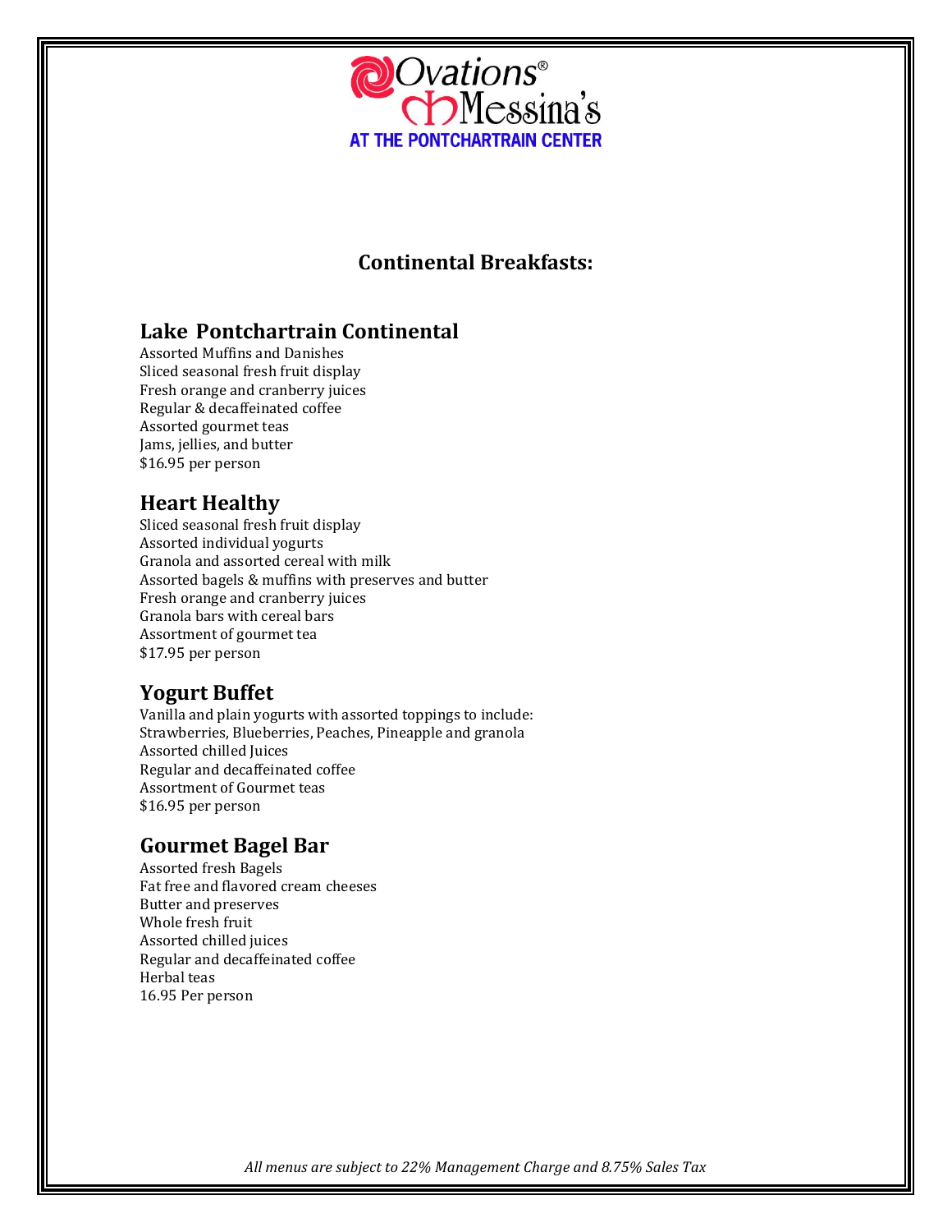Ovations®
Messina's
AT THE PONTCHARTRAIN CENTER

# Continental Breakfasts:

## Lake Pontchartrain Continental

Assorted Muffins and Danishes
Sliced seasonal fresh fruit display
Fresh orange and cranberry juices
Regular & decaffeinated coffee
Assorted gourmet teas
Jams, jellies, and butter
$16.95 per person

## Heart Healthy

Sliced seasonal fresh fruit display
Assorted individual yogurts
Granola and assorted cereal with milk
Assorted bagels & muffins with preserves and butter
Fresh orange and cranberry juices
Granola bars with cereal bars
Assortment of gourmet tea
$17.95 per person

## Yogurt Buffet

Vanilla and plain yogurts with assorted toppings to include:
Strawberries, Blueberries, Peaches, Pineapple and granola
Assorted chilled Juices
Regular and decaffeinated coffee
Assortment of Gourmet teas
$16.95 per person

## Gourmet Bagel Bar

Assorted fresh Bagels
Fat free and flavored cream cheeses
Butter and preserves
Whole fresh fruit
Assorted chilled juices
Regular and decaffeinated coffee
Herbal teas
16.95 Per person

*All menus are subject to 22% Management Charge and 8.75% Sales Tax*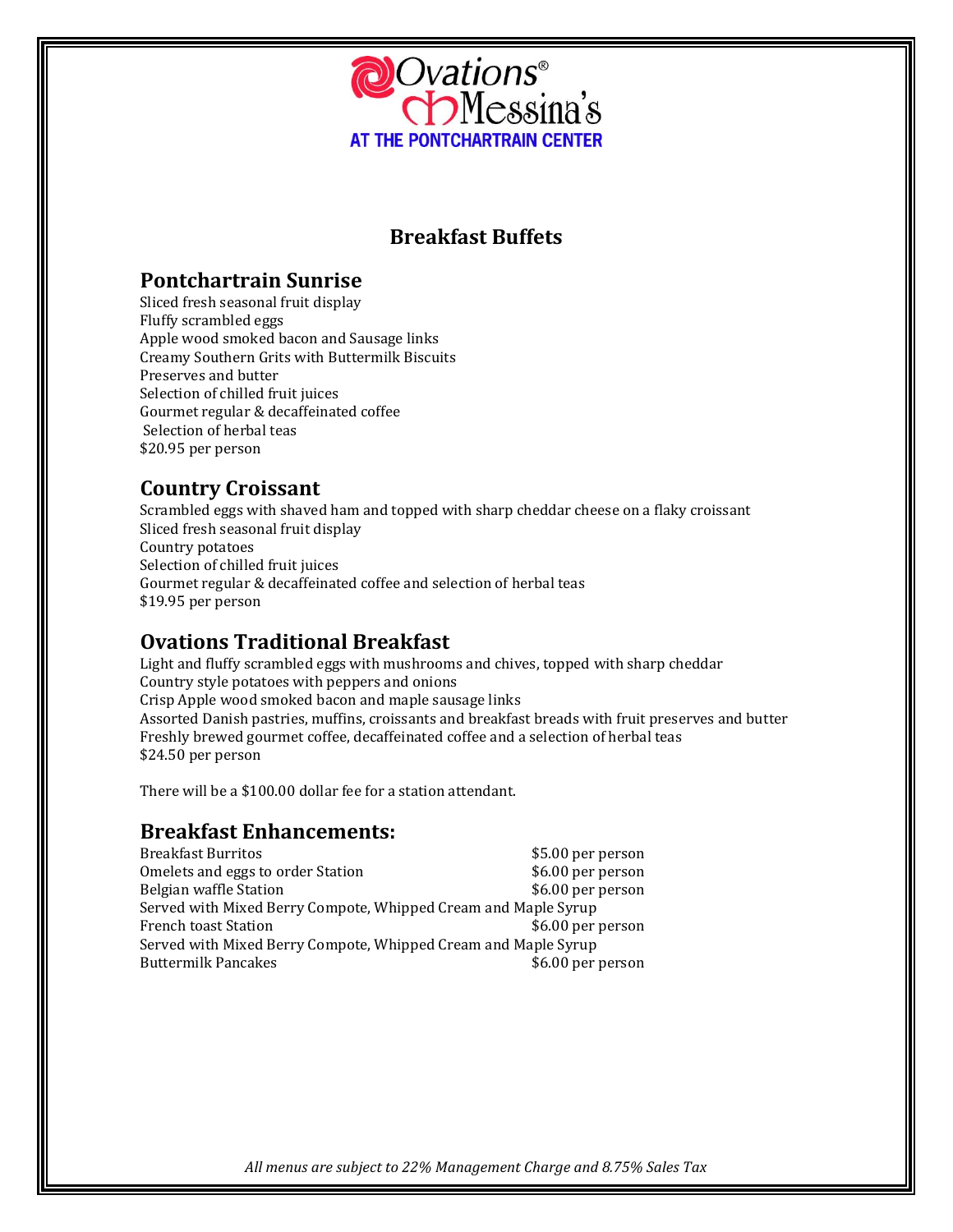Ovations® Messina's
AT THE PONTCHARTRAIN CENTER

# Breakfast Buffets

## Pontchartrain Sunrise

Sliced fresh seasonal fruit display
Fluffy scrambled eggs
Apple wood smoked bacon and Sausage links
Creamy Southern Grits with Buttermilk Biscuits
Preserves and butter
Selection of chilled fruit juices
Gourmet regular & decaffeinated coffee
Selection of herbal teas
$20.95 per person

## Country Croissant

Scrambled eggs with shaved ham and topped with sharp cheddar cheese on a flaky croissant
Sliced fresh seasonal fruit display
Country potatoes
Selection of chilled fruit juices
Gourmet regular & decaffeinated coffee and selection of herbal teas
$19.95 per person

## Ovations Traditional Breakfast

Light and fluffy scrambled eggs with mushrooms and chives, topped with sharp cheddar
Country style potatoes with peppers and onions
Crisp Apple wood smoked bacon and maple sausage links
Assorted Danish pastries, muffins, croissants and breakfast breads with fruit preserves and butter
Freshly brewed gourmet coffee, decaffeinated coffee and a selection of herbal teas
$24.50 per person

There will be a $100.00 dollar fee for a station attendant.

## Breakfast Enhancements:

| | |
|---|---|
| Breakfast Burritos | $5.00 per person |
| Omelets and eggs to order Station | $6.00 per person |
| Belgian waffle Station | $6.00 per person |
| Served with Mixed Berry Compote, Whipped Cream and Maple Syrup | |
| French toast Station | $6.00 per person |
| Served with Mixed Berry Compote, Whipped Cream and Maple Syrup | |
| Buttermilk Pancakes | $6.00 per person |

*All menus are subject to 22% Management Charge and 8.75% Sales Tax*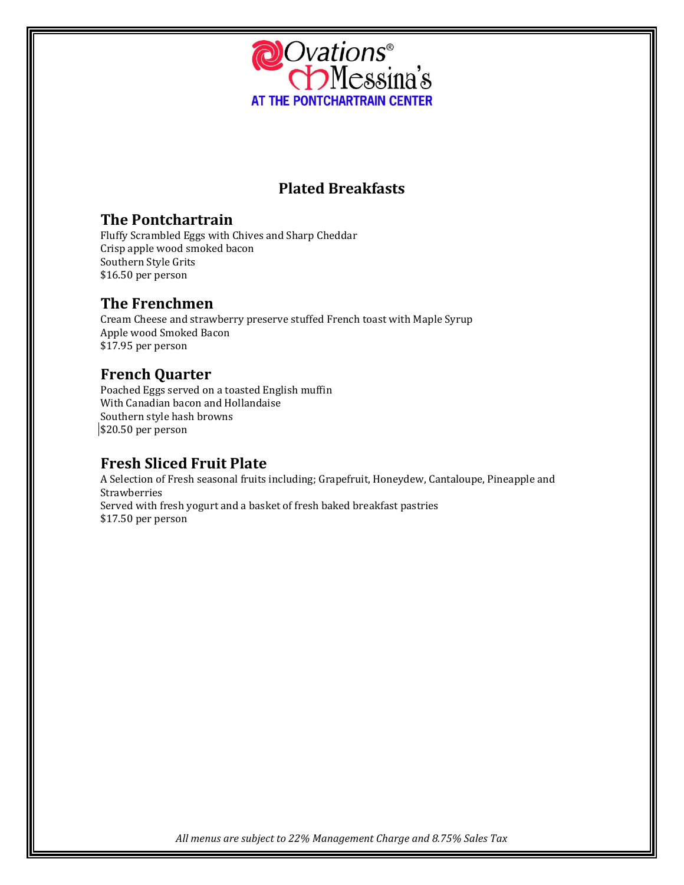Ovations® Messina's

AT THE PONTCHARTRAIN CENTER

# Plated Breakfasts

## The Pontchartrain

Fluffy Scrambled Eggs with Chives and Sharp Cheddar
Crisp apple wood smoked bacon
Southern Style Grits
$16.50 per person

## The Frenchmen

Cream Cheese and strawberry preserve stuffed French toast with Maple Syrup
Apple wood Smoked Bacon
$17.95 per person

## French Quarter

Poached Eggs served on a toasted English muffin
With Canadian bacon and Hollandaise
Southern style hash browns
$20.50 per person

## Fresh Sliced Fruit Plate

A Selection of Fresh seasonal fruits including; Grapefruit, Honeydew, Cantaloupe, Pineapple and Strawberries
Served with fresh yogurt and a basket of fresh baked breakfast pastries
$17.50 per person

*All menus are subject to 22% Management Charge and 8.75% Sales Tax*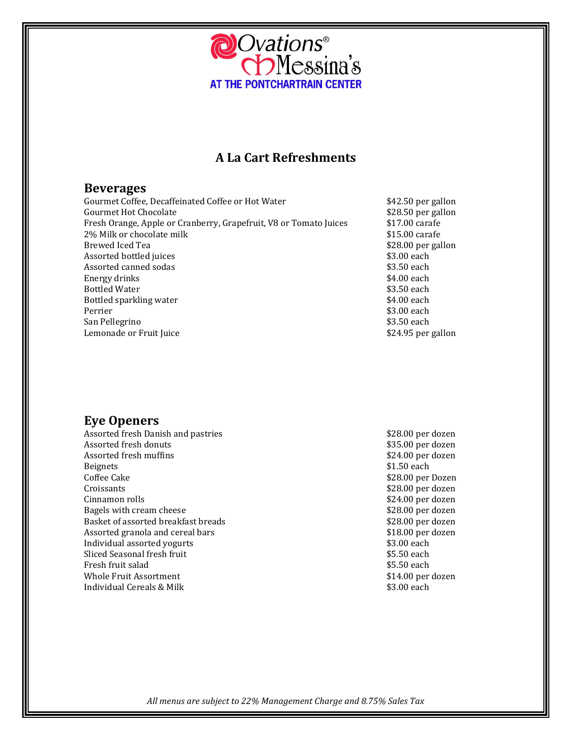Ovations®
Messina's
AT THE PONTCHARTRAIN CENTER

# A La Cart Refreshments

## Beverages

| | |
|---|---|
| Gourmet Coffee, Decaffeinated Coffee or Hot Water | $42.50 per gallon |
| Gourmet Hot Chocolate | $28.50 per gallon |
| Fresh Orange, Apple or Cranberry, Grapefruit, V8 or Tomato Juices | $17.00 carafe |
| 2% Milk or chocolate milk | $15.00 carafe |
| Brewed Iced Tea | $28.00 per gallon |
| Assorted bottled juices | $3.00 each |
| Assorted canned sodas | $3.50 each |
| Energy drinks | $4.00 each |
| Bottled Water | $3.50 each |
| Bottled sparkling water | $4.00 each |
| Perrier | $3.00 each |
| San Pellegrino | $3.50 each |
| Lemonade or Fruit Juice | $24.95 per gallon |

## Eye Openers

| | |
|---|---|
| Assorted fresh Danish and pastries | $28.00 per dozen |
| Assorted fresh donuts | $35.00 per dozen |
| Assorted fresh muffins | $24.00 per dozen |
| Beignets | $1.50 each |
| Coffee Cake | $28.00 per Dozen |
| Croissants | $28.00 per dozen |
| Cinnamon rolls | $24.00 per dozen |
| Bagels with cream cheese | $28.00 per dozen |
| Basket of assorted breakfast breads | $28.00 per dozen |
| Assorted granola and cereal bars | $18.00 per dozen |
| Individual assorted yogurts | $3.00 each |
| Sliced Seasonal fresh fruit | $5.50 each |
| Fresh fruit salad | $5.50 each |
| Whole Fruit Assortment | $14.00 per dozen |
| Individual Cereals & Milk | $3.00 each |

*All menus are subject to 22% Management Charge and 8.75% Sales Tax*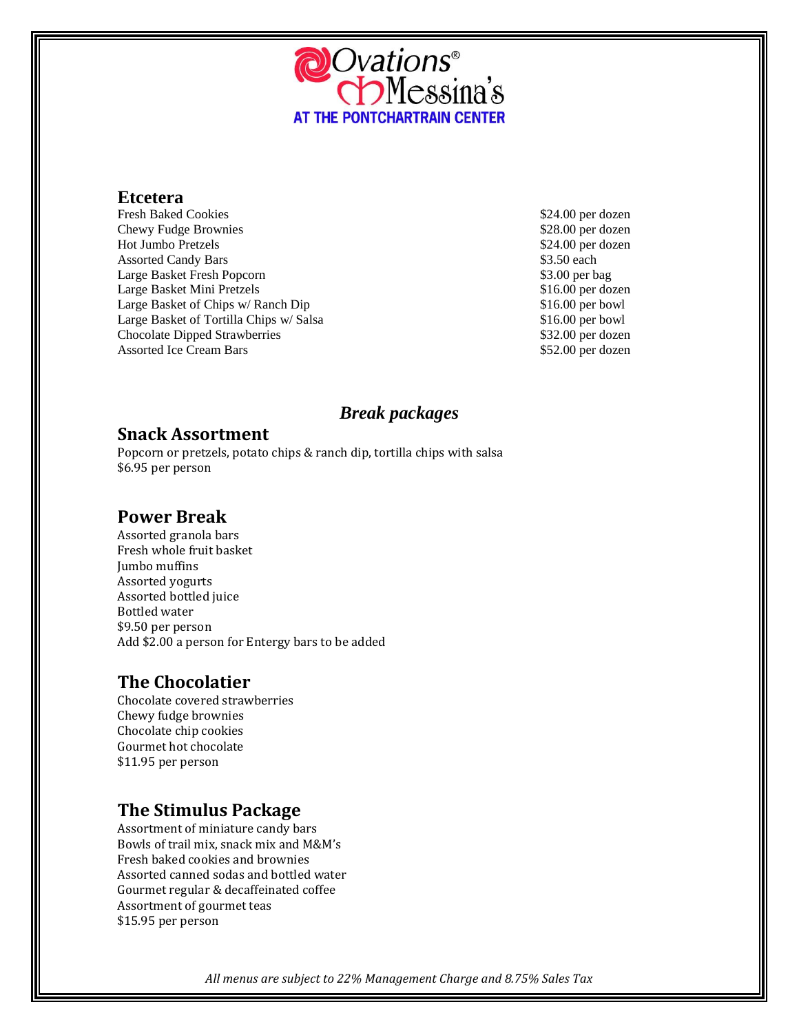Ovations® Messina's
AT THE PONTCHARTRAIN CENTER

## Etcetera

| Item | Price |
|---|---|
| Fresh Baked Cookies | $24.00 per dozen |
| Chewy Fudge Brownies | $28.00 per dozen |
| Hot Jumbo Pretzels | $24.00 per dozen |
| Assorted Candy Bars | $3.50 each |
| Large Basket Fresh Popcorn | $3.00 per bag |
| Large Basket Mini Pretzels | $16.00 per dozen |
| Large Basket of Chips w/ Ranch Dip | $16.00 per bowl |
| Large Basket of Tortilla Chips w/ Salsa | $16.00 per bowl |
| Chocolate Dipped Strawberries | $32.00 per dozen |
| Assorted Ice Cream Bars | $52.00 per dozen |

## *Break packages*

### Snack Assortment

Popcorn or pretzels, potato chips & ranch dip, tortilla chips with salsa
$6.95 per person

### Power Break

Assorted granola bars
Fresh whole fruit basket
Jumbo muffins
Assorted yogurts
Assorted bottled juice
Bottled water
$9.50 per person
Add $2.00 a person for Entergy bars to be added

### The Chocolatier

Chocolate covered strawberries
Chewy fudge brownies
Chocolate chip cookies
Gourmet hot chocolate
$11.95 per person

### The Stimulus Package

Assortment of miniature candy bars
Bowls of trail mix, snack mix and M&M's
Fresh baked cookies and brownies
Assorted canned sodas and bottled water
Gourmet regular & decaffeinated coffee
Assortment of gourmet teas
$15.95 per person

*All menus are subject to 22% Management Charge and 8.75% Sales Tax*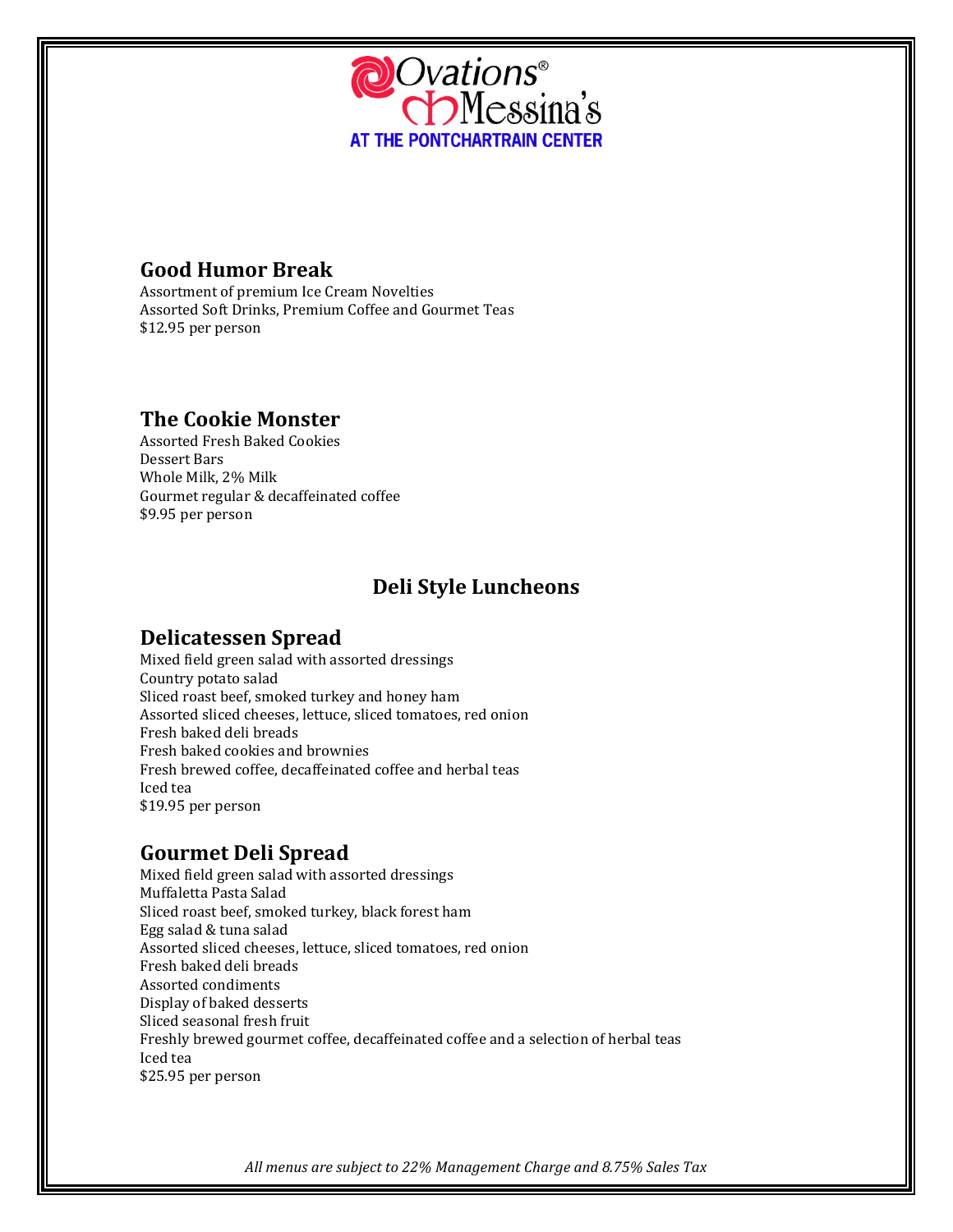Ovations® Messina's
AT THE PONTCHARTRAIN CENTER

## Good Humor Break

Assortment of premium Ice Cream Novelties
Assorted Soft Drinks, Premium Coffee and Gourmet Teas
$12.95 per person

## The Cookie Monster

Assorted Fresh Baked Cookies
Dessert Bars
Whole Milk, 2% Milk
Gourmet regular & decaffeinated coffee
$9.95 per person

# Deli Style Luncheons

## Delicatessen Spread

Mixed field green salad with assorted dressings
Country potato salad
Sliced roast beef, smoked turkey and honey ham
Assorted sliced cheeses, lettuce, sliced tomatoes, red onion
Fresh baked deli breads
Fresh baked cookies and brownies
Fresh brewed coffee, decaffeinated coffee and herbal teas
Iced tea
$19.95 per person

## Gourmet Deli Spread

Mixed field green salad with assorted dressings
Muffaletta Pasta Salad
Sliced roast beef, smoked turkey, black forest ham
Egg salad & tuna salad
Assorted sliced cheeses, lettuce, sliced tomatoes, red onion
Fresh baked deli breads
Assorted condiments
Display of baked desserts
Sliced seasonal fresh fruit
Freshly brewed gourmet coffee, decaffeinated coffee and a selection of herbal teas
Iced tea
$25.95 per person

*All menus are subject to 22% Management Charge and 8.75% Sales Tax*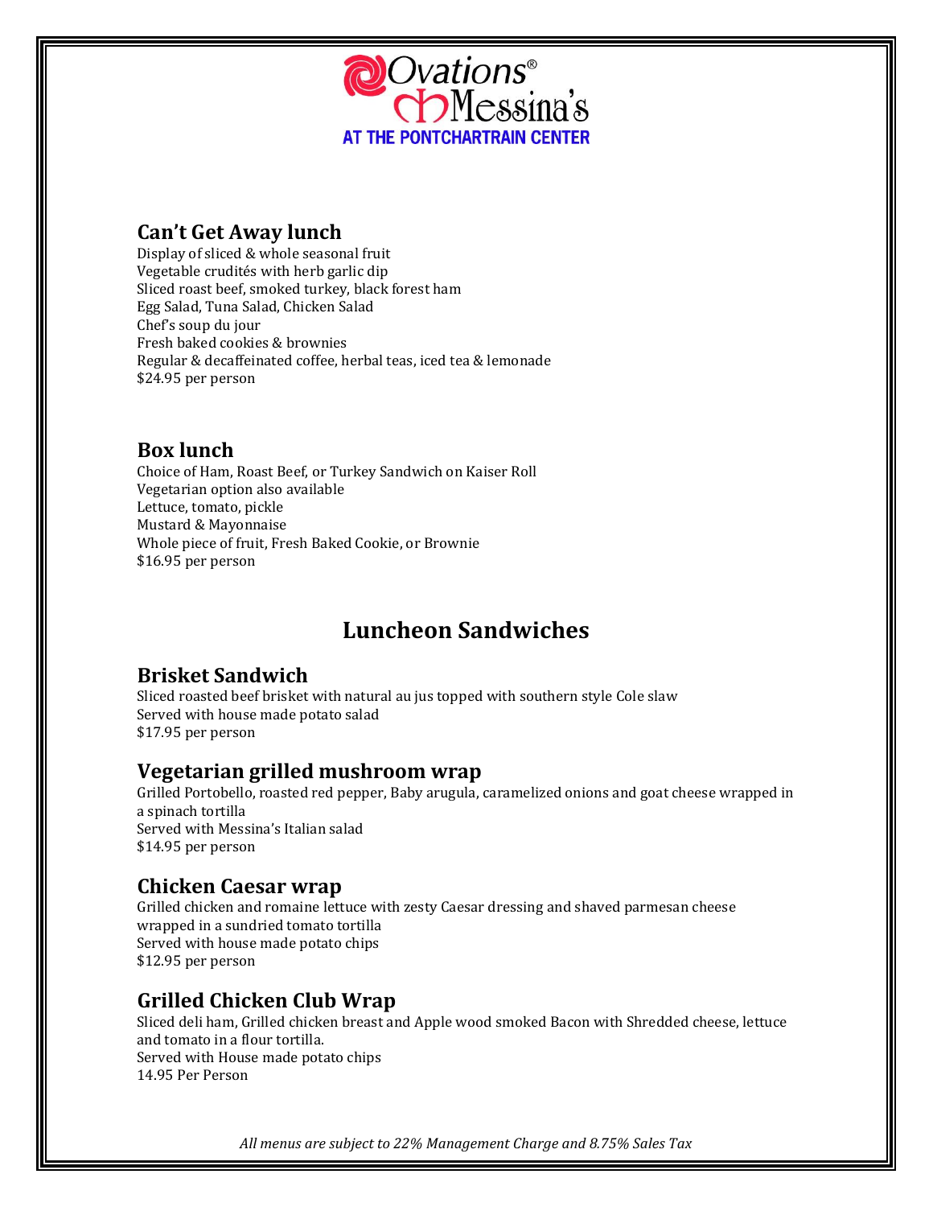Ovations® Messina's AT THE PONTCHARTRAIN CENTER

## Can't Get Away lunch

Display of sliced & whole seasonal fruit
Vegetable crudités with herb garlic dip
Sliced roast beef, smoked turkey, black forest ham
Egg Salad, Tuna Salad, Chicken Salad
Chef's soup du jour
Fresh baked cookies & brownies
Regular & decaffeinated coffee, herbal teas, iced tea & lemonade
$24.95 per person

## Box lunch

Choice of Ham, Roast Beef, or Turkey Sandwich on Kaiser Roll
Vegetarian option also available
Lettuce, tomato, pickle
Mustard & Mayonnaise
Whole piece of fruit, Fresh Baked Cookie, or Brownie
$16.95 per person

# Luncheon Sandwiches

## Brisket Sandwich

Sliced roasted beef brisket with natural au jus topped with southern style Cole slaw
Served with house made potato salad
$17.95 per person

## Vegetarian grilled mushroom wrap

Grilled Portobello, roasted red pepper, Baby arugula, caramelized onions and goat cheese wrapped in a spinach tortilla
Served with Messina's Italian salad
$14.95 per person

## Chicken Caesar wrap

Grilled chicken and romaine lettuce with zesty Caesar dressing and shaved parmesan cheese wrapped in a sundried tomato tortilla
Served with house made potato chips
$12.95 per person

## Grilled Chicken Club Wrap

Sliced deli ham, Grilled chicken breast and Apple wood smoked Bacon with Shredded cheese, lettuce and tomato in a flour tortilla.
Served with House made potato chips
14.95 Per Person

*All menus are subject to 22% Management Charge and 8.75% Sales Tax*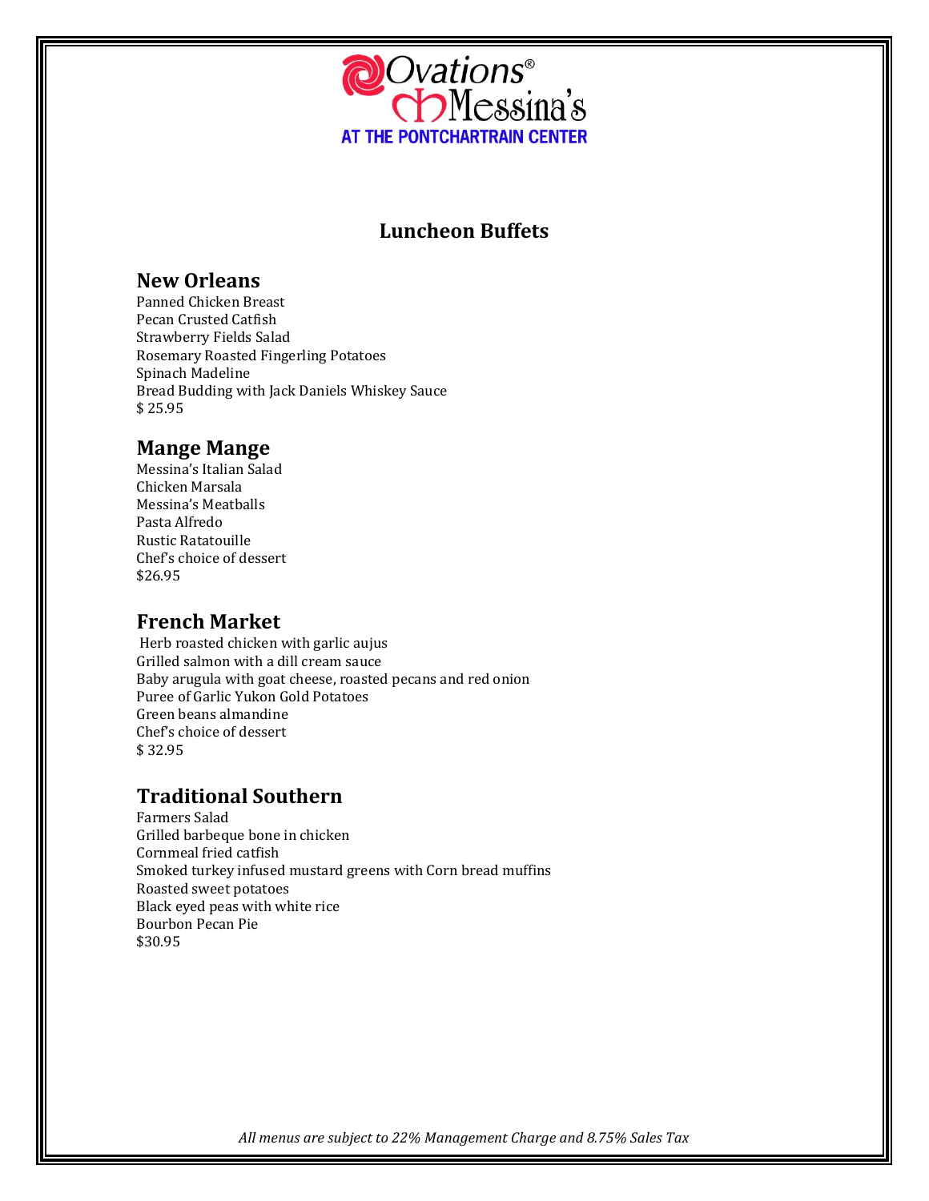Ovations®
Messina's
AT THE PONTCHARTRAIN CENTER

# Luncheon Buffets

## New Orleans

Panned Chicken Breast
Pecan Crusted Catfish
Strawberry Fields Salad
Rosemary Roasted Fingerling Potatoes
Spinach Madeline
Bread Budding with Jack Daniels Whiskey Sauce
$ 25.95

## Mange Mange

Messina's Italian Salad
Chicken Marsala
Messina's Meatballs
Pasta Alfredo
Rustic Ratatouille
Chef's choice of dessert
$26.95

## French Market

Herb roasted chicken with garlic aujus
Grilled salmon with a dill cream sauce
Baby arugula with goat cheese, roasted pecans and red onion
Puree of Garlic Yukon Gold Potatoes
Green beans almandine
Chef's choice of dessert
$ 32.95

## Traditional Southern

Farmers Salad
Grilled barbeque bone in chicken
Cornmeal fried catfish
Smoked turkey infused mustard greens with Corn bread muffins
Roasted sweet potatoes
Black eyed peas with white rice
Bourbon Pecan Pie
$30.95

*All menus are subject to 22% Management Charge and 8.75% Sales Tax*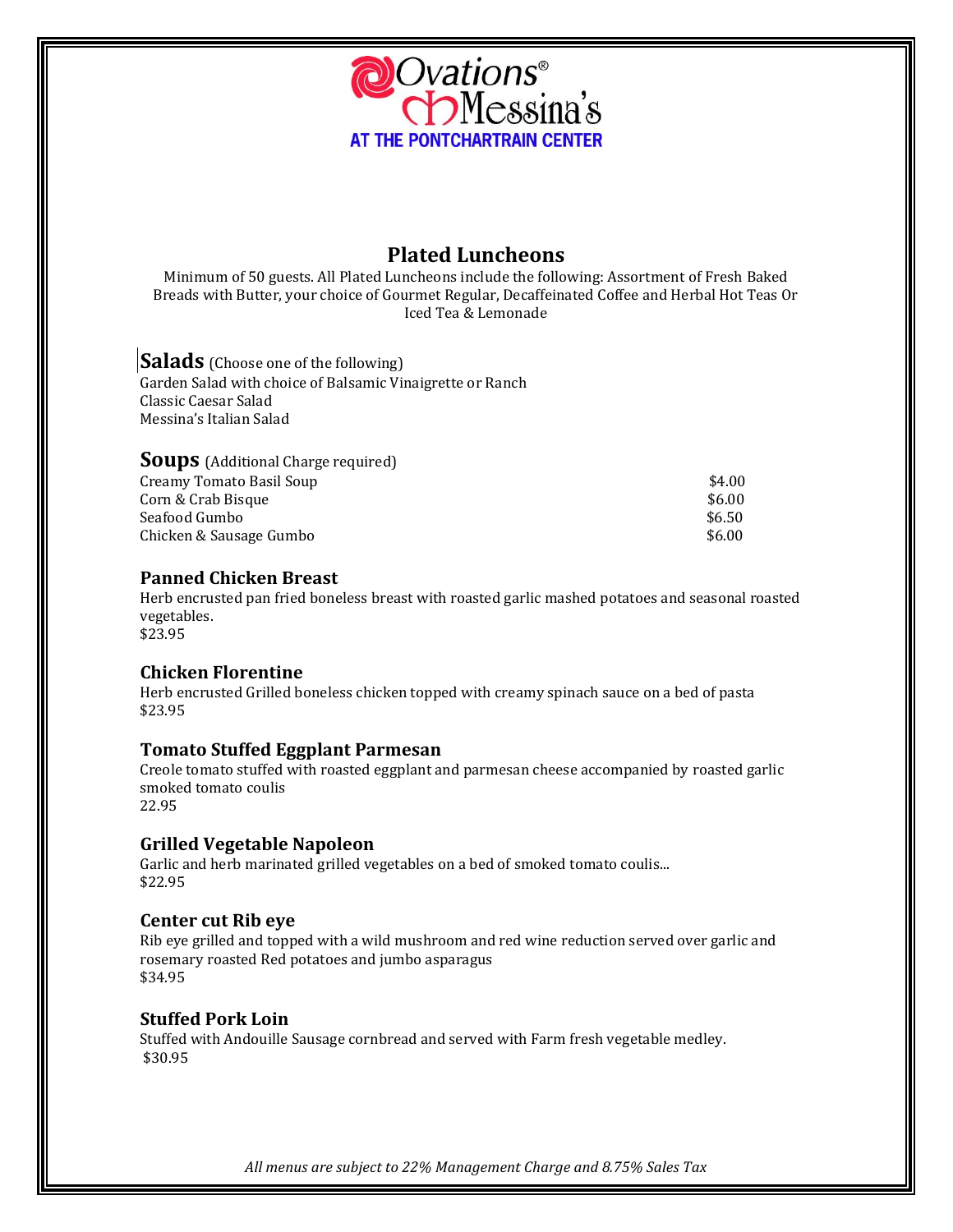Ovations®
Messina's
AT THE PONTCHARTRAIN CENTER

# Plated Luncheons

Minimum of 50 guests. All Plated Luncheons include the following: Assortment of Fresh Baked Breads with Butter, your choice of Gourmet Regular, Decaffeinated Coffee and Herbal Hot Teas Or Iced Tea & Lemonade

## Salads (Choose one of the following)

Garden Salad with choice of Balsamic Vinaigrette or Ranch
Classic Caesar Salad
Messina's Italian Salad

## Soups (Additional Charge required)

| | |
|---|---|
| Creamy Tomato Basil Soup | $4.00 |
| Corn & Crab Bisque | $6.00 |
| Seafood Gumbo | $6.50 |
| Chicken & Sausage Gumbo | $6.00 |

### Panned Chicken Breast

Herb encrusted pan fried boneless breast with roasted garlic mashed potatoes and seasonal roasted vegetables.
$23.95

### Chicken Florentine

Herb encrusted Grilled boneless chicken topped with creamy spinach sauce on a bed of pasta
$23.95

### Tomato Stuffed Eggplant Parmesan

Creole tomato stuffed with roasted eggplant and parmesan cheese accompanied by roasted garlic smoked tomato coulis
22.95

### Grilled Vegetable Napoleon

Garlic and herb marinated grilled vegetables on a bed of smoked tomato coulis...
$22.95

### Center cut Rib eye

Rib eye grilled and topped with a wild mushroom and red wine reduction served over garlic and rosemary roasted Red potatoes and jumbo asparagus
$34.95

### Stuffed Pork Loin

Stuffed with Andouille Sausage cornbread and served with Farm fresh vegetable medley.
$30.95

*All menus are subject to 22% Management Charge and 8.75% Sales Tax*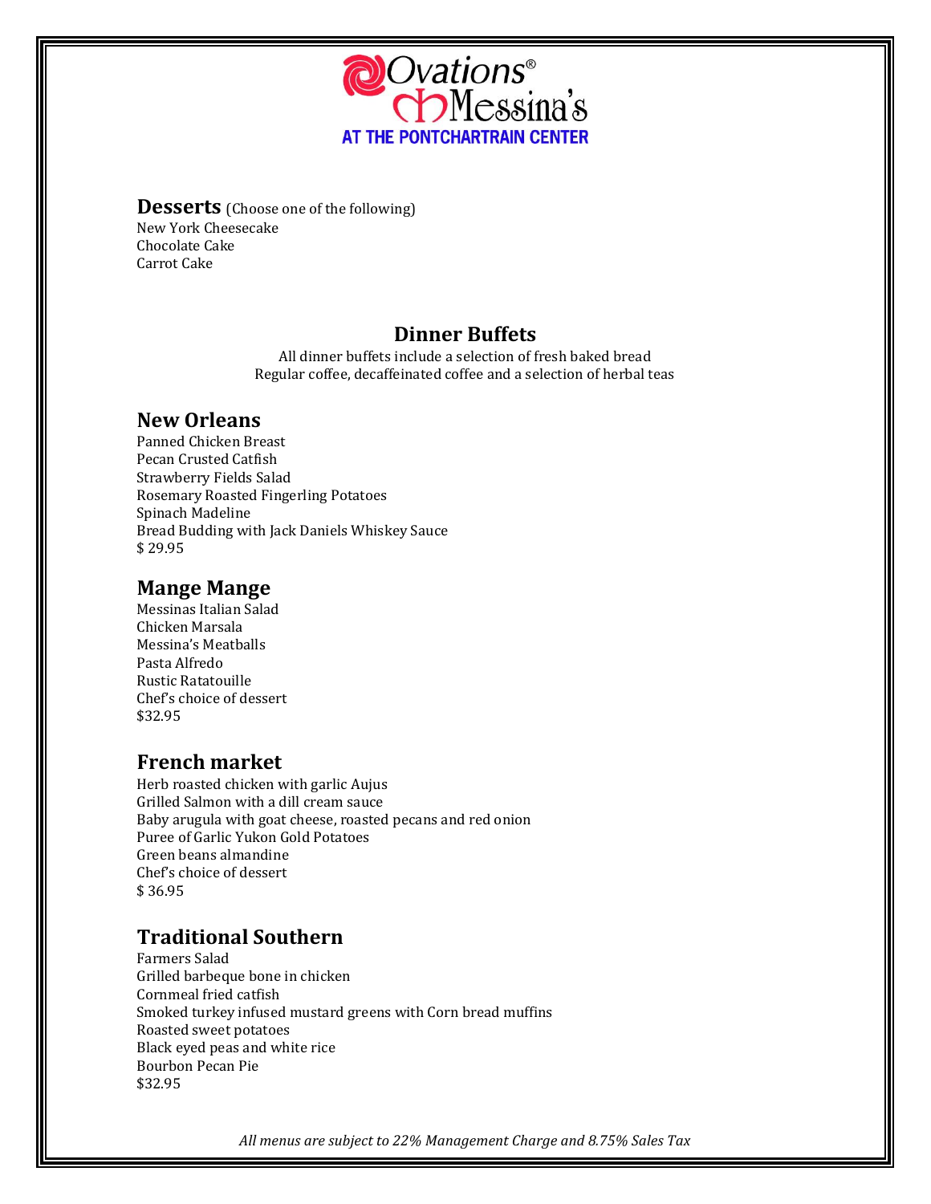# Ovations® Messina's AT THE PONTCHARTRAIN CENTER

**Desserts** (Choose one of the following)
New York Cheesecake
Chocolate Cake
Carrot Cake

## Dinner Buffets

All dinner buffets include a selection of fresh baked bread
Regular coffee, decaffeinated coffee and a selection of herbal teas

### New Orleans

Panned Chicken Breast
Pecan Crusted Catfish
Strawberry Fields Salad
Rosemary Roasted Fingerling Potatoes
Spinach Madeline
Bread Budding with Jack Daniels Whiskey Sauce
$ 29.95

### Mange Mange

Messinas Italian Salad
Chicken Marsala
Messina's Meatballs
Pasta Alfredo
Rustic Ratatouille
Chef's choice of dessert
$32.95

### French market

Herb roasted chicken with garlic Aujus
Grilled Salmon with a dill cream sauce
Baby arugula with goat cheese, roasted pecans and red onion
Puree of Garlic Yukon Gold Potatoes
Green beans almandine
Chef's choice of dessert
$ 36.95

### Traditional Southern

Farmers Salad
Grilled barbeque bone in chicken
Cornmeal fried catfish
Smoked turkey infused mustard greens with Corn bread muffins
Roasted sweet potatoes
Black eyed peas and white rice
Bourbon Pecan Pie
$32.95

*All menus are subject to 22% Management Charge and 8.75% Sales Tax*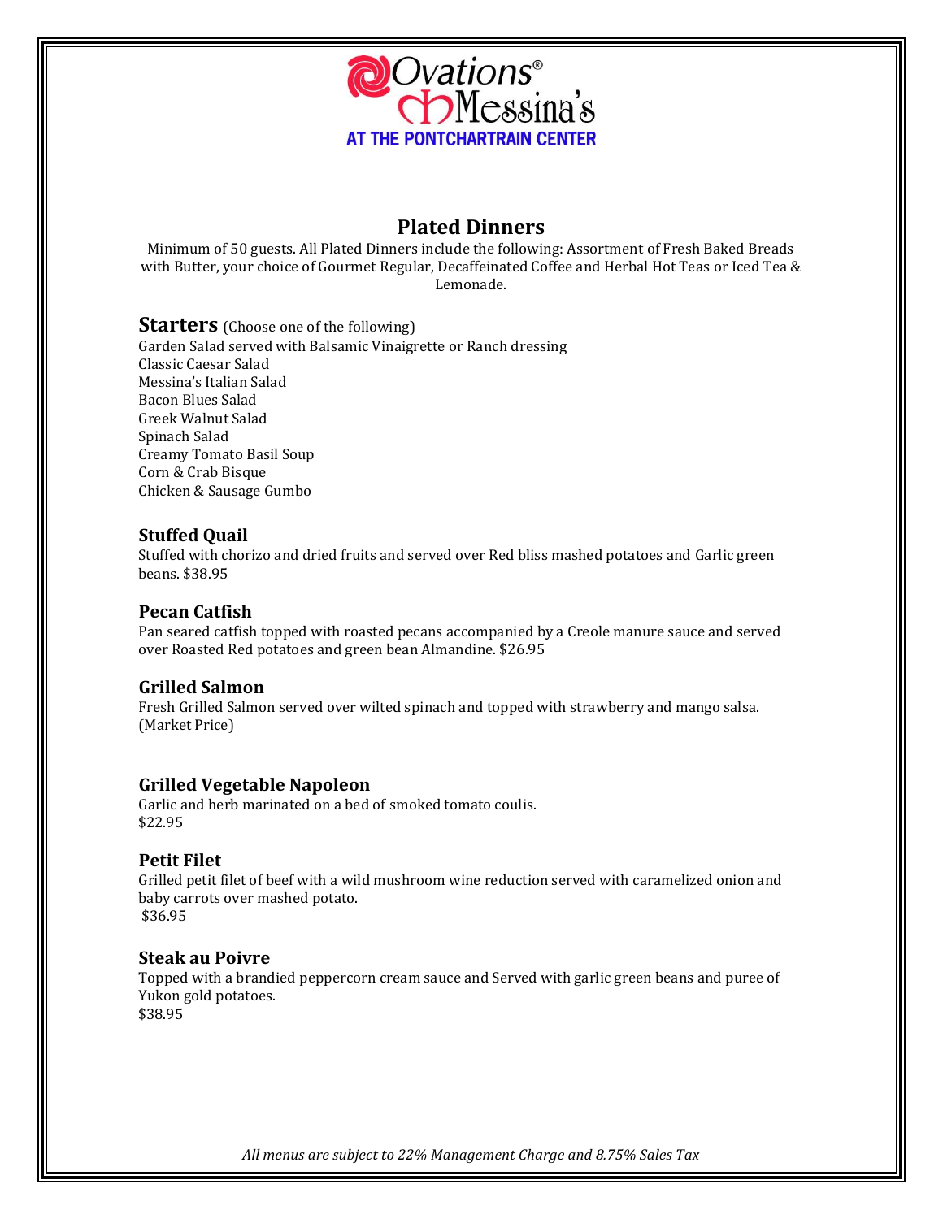Ovations® Messina's
AT THE PONTCHARTRAIN CENTER

## Plated Dinners

Minimum of 50 guests. All Plated Dinners include the following: Assortment of Fresh Baked Breads with Butter, your choice of Gourmet Regular, Decaffeinated Coffee and Herbal Hot Teas or Iced Tea & Lemonade.

### Starters (Choose one of the following)

Garden Salad served with Balsamic Vinaigrette or Ranch dressing
Classic Caesar Salad
Messina's Italian Salad
Bacon Blues Salad
Greek Walnut Salad
Spinach Salad
Creamy Tomato Basil Soup
Corn & Crab Bisque
Chicken & Sausage Gumbo

### Stuffed Quail

Stuffed with chorizo and dried fruits and served over Red bliss mashed potatoes and Garlic green beans. $38.95

### Pecan Catfish

Pan seared catfish topped with roasted pecans accompanied by a Creole manure sauce and served over Roasted Red potatoes and green bean Almandine. $26.95

### Grilled Salmon

Fresh Grilled Salmon served over wilted spinach and topped with strawberry and mango salsa. (Market Price)

### Grilled Vegetable Napoleon

Garlic and herb marinated on a bed of smoked tomato coulis.
$22.95

### Petit Filet

Grilled petit filet of beef with a wild mushroom wine reduction served with caramelized onion and baby carrots over mashed potato.
$36.95

### Steak au Poivre

Topped with a brandied peppercorn cream sauce and Served with garlic green beans and puree of Yukon gold potatoes.
$38.95

*All menus are subject to 22% Management Charge and 8.75% Sales Tax*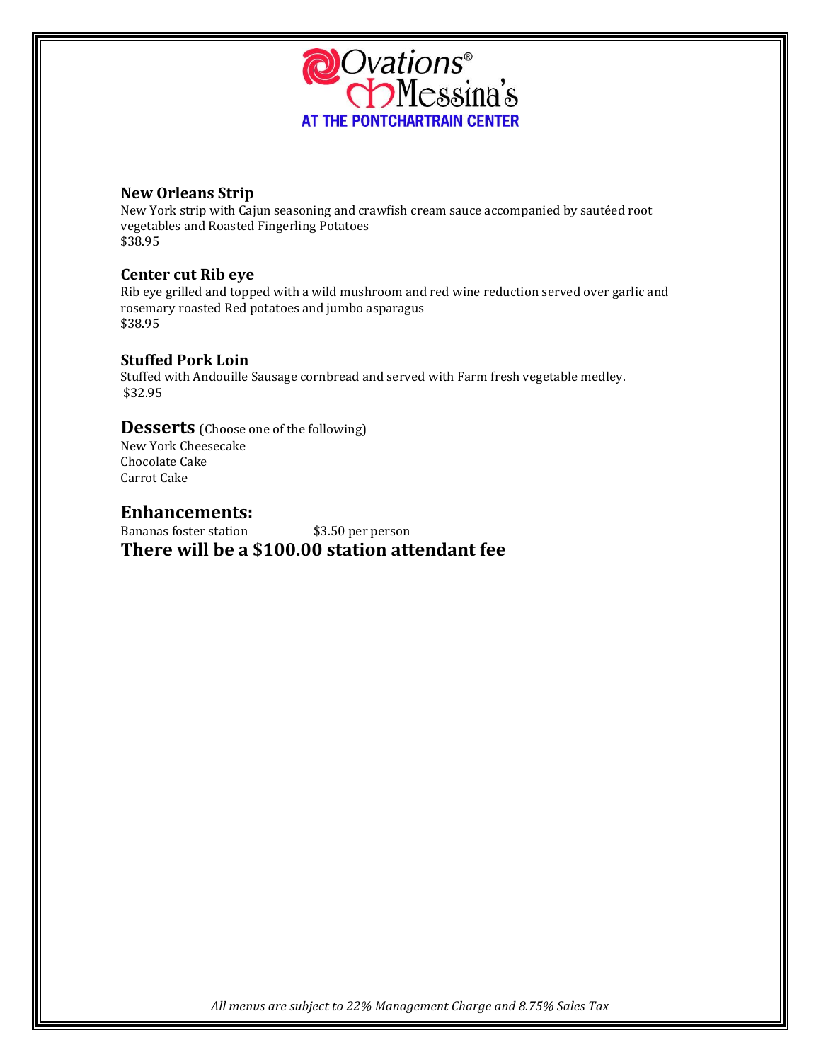Ovations®
Messina's
AT THE PONTCHARTRAIN CENTER

### New Orleans Strip

New York strip with Cajun seasoning and crawfish cream sauce accompanied by sautéed root vegetables and Roasted Fingerling Potatoes
$38.95

### Center cut Rib eye

Rib eye grilled and topped with a wild mushroom and red wine reduction served over garlic and rosemary roasted Red potatoes and jumbo asparagus
$38.95

### Stuffed Pork Loin

Stuffed with Andouille Sausage cornbread and served with Farm fresh vegetable medley.
$32.95

## Desserts (Choose one of the following)

New York Cheesecake
Chocolate Cake
Carrot Cake

## Enhancements:

Bananas foster station $3.50 per person

**There will be a $100.00 station attendant fee**

*All menus are subject to 22% Management Charge and 8.75% Sales Tax*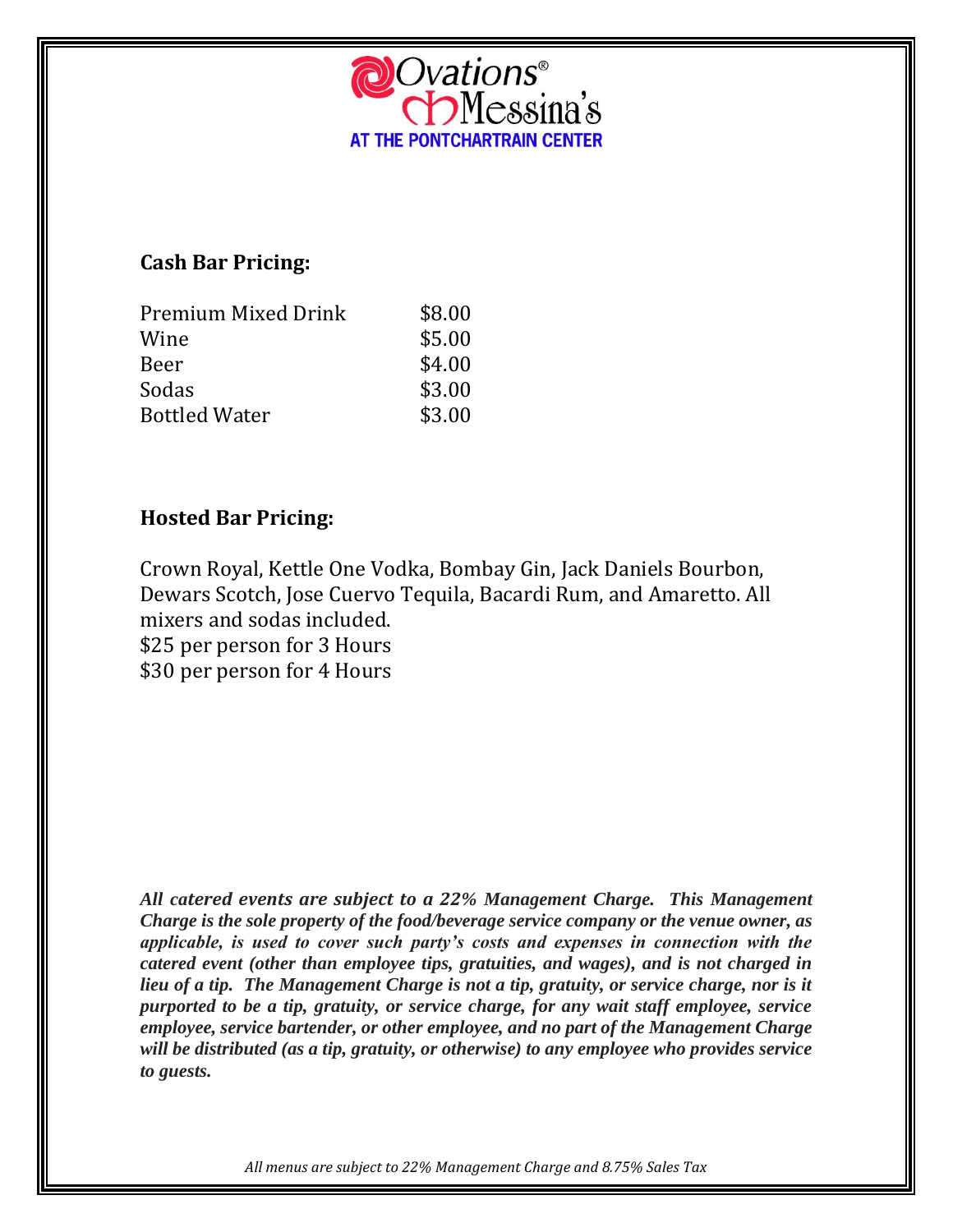Ovations® Messina's AT THE PONTCHARTRAIN CENTER

**Cash Bar Pricing:**

| | |
|---|---|
| Premium Mixed Drink | $8.00 |
| Wine | $5.00 |
| Beer | $4.00 |
| Sodas | $3.00 |
| Bottled Water | $3.00 |

**Hosted Bar Pricing:**

Crown Royal, Kettle One Vodka, Bombay Gin, Jack Daniels Bourbon, Dewars Scotch, Jose Cuervo Tequila, Bacardi Rum, and Amaretto. All mixers and sodas included.
$25 per person for 3 Hours
$30 per person for 4 Hours

***All catered events are subject to a 22% Management Charge. This Management Charge is the sole property of the food/beverage service company or the venue owner, as applicable, is used to cover such party's costs and expenses in connection with the catered event (other than employee tips, gratuities, and wages), and is not charged in lieu of a tip. The Management Charge is not a tip, gratuity, or service charge, nor is it purported to be a tip, gratuity, or service charge, for any wait staff employee, service employee, service bartender, or other employee, and no part of the Management Charge will be distributed (as a tip, gratuity, or otherwise) to any employee who provides service to guests.***

*All menus are subject to 22% Management Charge and 8.75% Sales Tax*